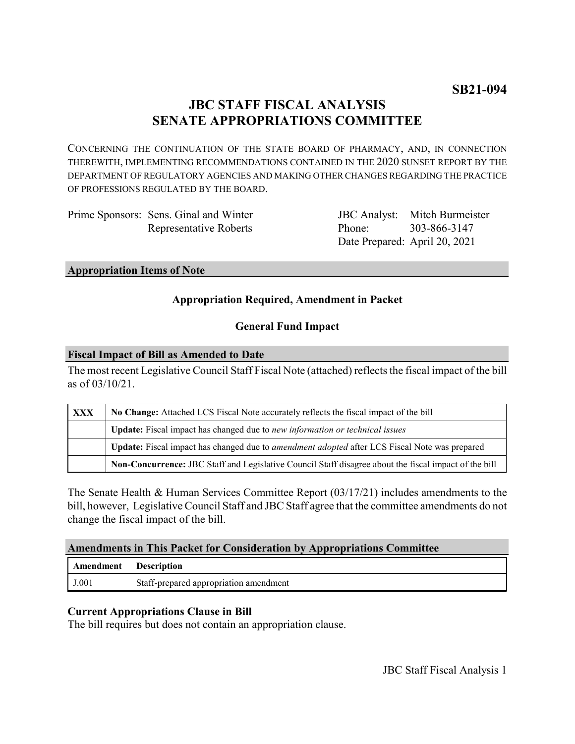**SB21-094**

# JBC STAFF FISCAL ANALYSIS
# SENATE APPROPRIATIONS COMMITTEE

CONCERNING THE CONTINUATION OF THE STATE BOARD OF PHARMACY, AND, IN CONNECTION THEREWITH, IMPLEMENTING RECOMMENDATIONS CONTAINED IN THE 2020 SUNSET REPORT BY THE DEPARTMENT OF REGULATORY AGENCIES AND MAKING OTHER CHANGES REGARDING THE PRACTICE OF PROFESSIONS REGULATED BY THE BOARD.

Prime Sponsors: Sens. Ginal and Winter
Representative Roberts

JBC Analyst: Mitch Burmeister
Phone: 303-866-3147
Date Prepared: April 20, 2021

## Appropriation Items of Note

**Appropriation Required, Amendment in Packet**

**General Fund Impact**

## Fiscal Impact of Bill as Amended to Date

The most recent Legislative Council Staff Fiscal Note (attached) reflects the fiscal impact of the bill as of 03/10/21.

| | |
|---|---|
| **XXX** | **No Change:** Attached LCS Fiscal Note accurately reflects the fiscal impact of the bill |
| | **Update:** Fiscal impact has changed due to *new information or technical issues* |
| | **Update:** Fiscal impact has changed due to *amendment adopted* after LCS Fiscal Note was prepared |
| | **Non-Concurrence:** JBC Staff and Legislative Council Staff disagree about the fiscal impact of the bill |

The Senate Health & Human Services Committee Report (03/17/21) includes amendments to the bill, however, Legislative Council Staff and JBC Staff agree that the committee amendments do not change the fiscal impact of the bill.

## Amendments in This Packet for Consideration by Appropriations Committee

| Amendment | Description |
|---|---|
| J.001 | Staff-prepared appropriation amendment |

### Current Appropriations Clause in Bill

The bill requires but does not contain an appropriation clause.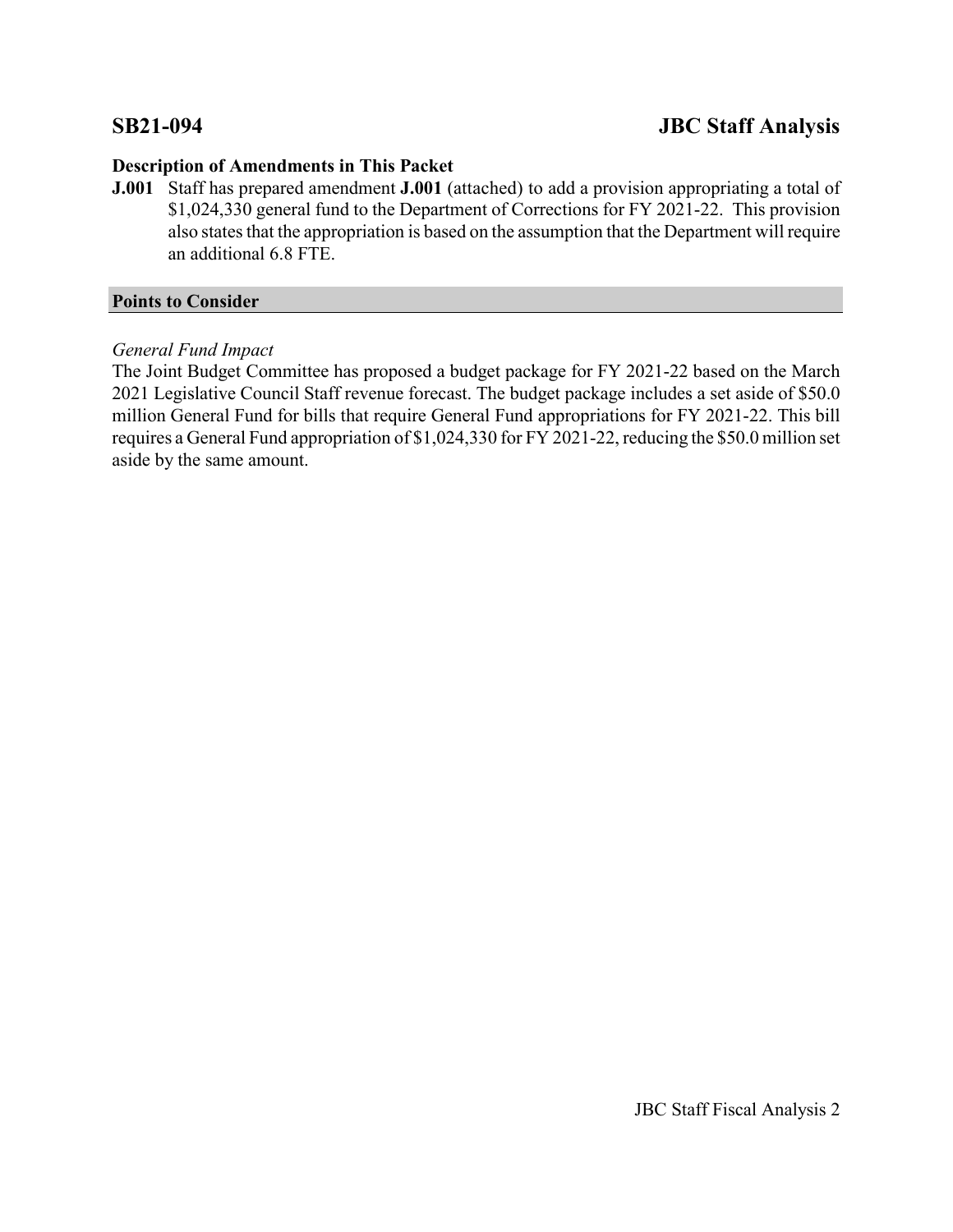## SB21-094 JBC Staff Analysis

**Description of Amendments in This Packet**

**J.001** Staff has prepared amendment **J.001** (attached) to add a provision appropriating a total of $1,024,330 general fund to the Department of Corrections for FY 2021-22. This provision also states that the appropriation is based on the assumption that the Department will require an additional 6.8 FTE.

### Points to Consider

*General Fund Impact*

The Joint Budget Committee has proposed a budget package for FY 2021-22 based on the March 2021 Legislative Council Staff revenue forecast. The budget package includes a set aside of $50.0 million General Fund for bills that require General Fund appropriations for FY 2021-22. This bill requires a General Fund appropriation of $1,024,330 for FY 2021-22, reducing the $50.0 million set aside by the same amount.